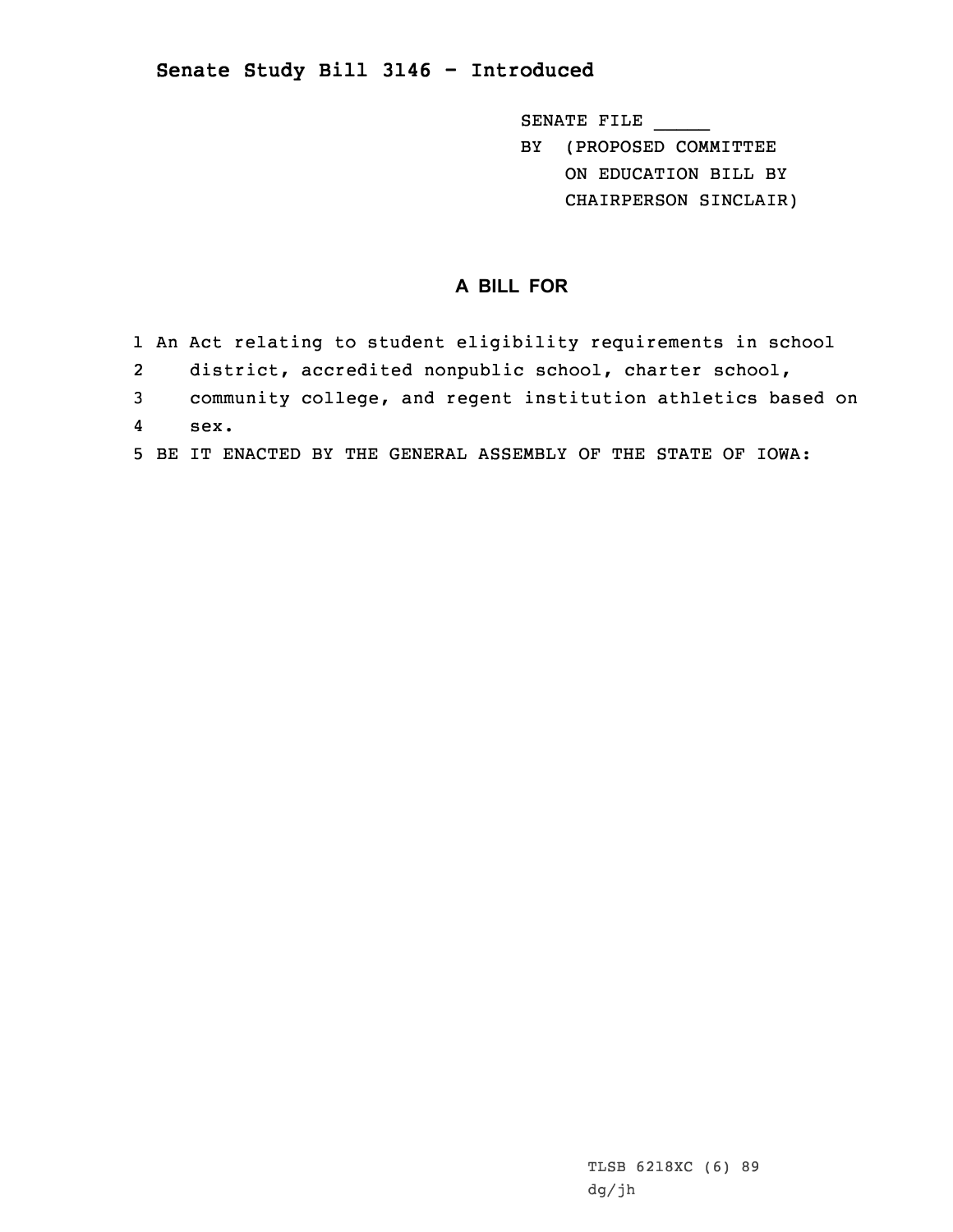## Senate Study Bill 3146 - Introduced

SENATE FILE _____
BY (PROPOSED COMMITTEE ON EDUCATION BILL BY CHAIRPERSON SINCLAIR)

# A BILL FOR

1 An Act relating to student eligibility requirements in school
2 district, accredited nonpublic school, charter school,
3 community college, and regent institution athletics based on
4 sex.
5 BE IT ENACTED BY THE GENERAL ASSEMBLY OF THE STATE OF IOWA:

TLSB 6218XC (6) 89
dg/jh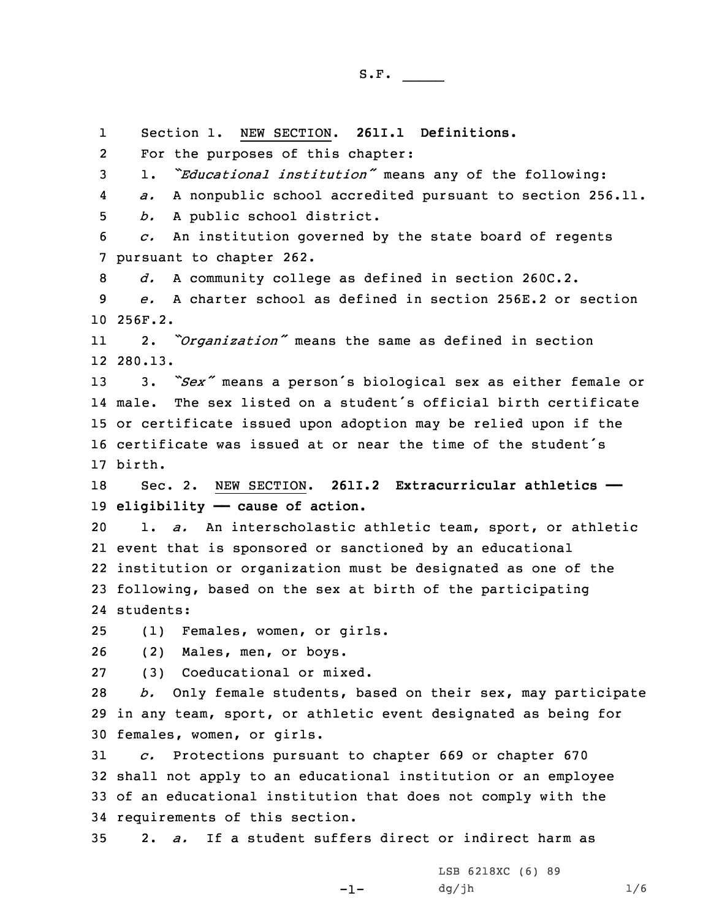S.F. _____

Section 1. NEW SECTION. **261I.1 Definitions.**

For the purposes of this chapter:

1. *"Educational institution"* means any of the following:

*a.* A nonpublic school accredited pursuant to section 256.11.

*b.* A public school district.

*c.* An institution governed by the state board of regents pursuant to chapter 262.

*d.* A community college as defined in section 260C.2.

*e.* A charter school as defined in section 256E.2 or section 256F.2.

2. *"Organization"* means the same as defined in section 280.13.

3. *"Sex"* means a person's biological sex as either female or male. The sex listed on a student's official birth certificate or certificate issued upon adoption may be relied upon if the certificate was issued at or near the time of the student's birth.

Sec. 2. NEW SECTION. **261I.2 Extracurricular athletics — eligibility — cause of action.**

1. *a.* An interscholastic athletic team, sport, or athletic event that is sponsored or sanctioned by an educational institution or organization must be designated as one of the following, based on the sex at birth of the participating students:

(1) Females, women, or girls.

(2) Males, men, or boys.

(3) Coeducational or mixed.

*b.* Only female students, based on their sex, may participate in any team, sport, or athletic event designated as being for females, women, or girls.

*c.* Protections pursuant to chapter 669 or chapter 670 shall not apply to an educational institution or an employee of an educational institution that does not comply with the requirements of this section.

2. *a.* If a student suffers direct or indirect harm as

LSB 6218XC (6) 89
dg/jh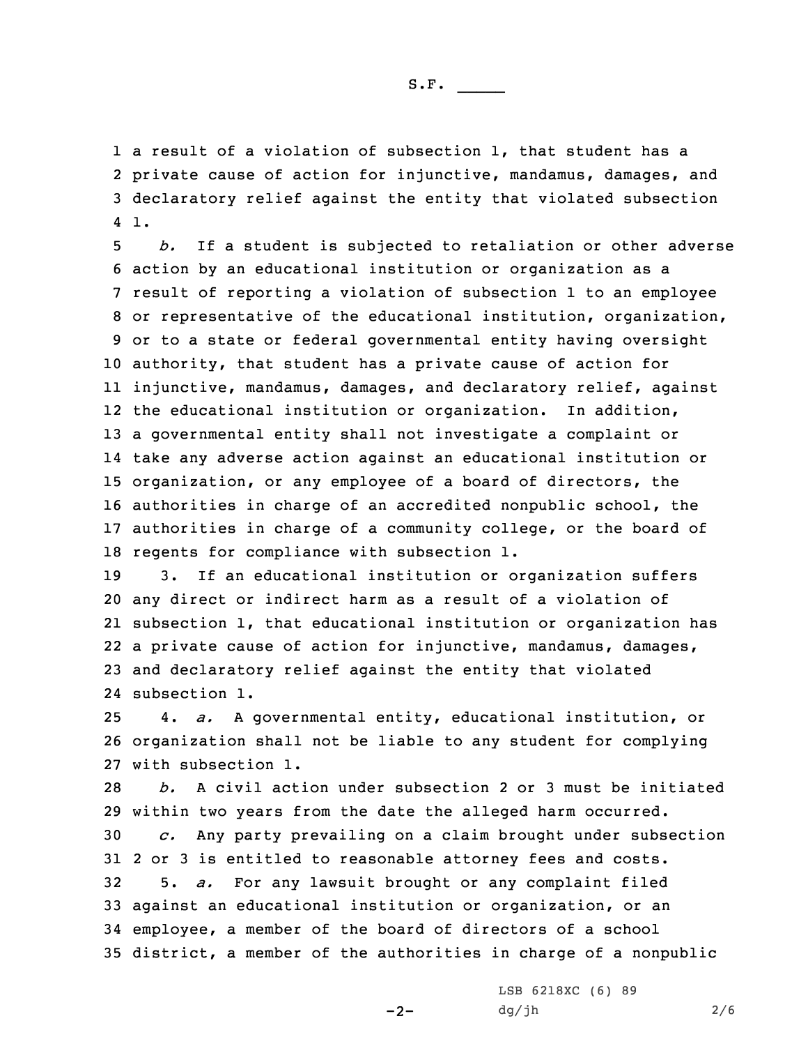a result of a violation of subsection 1, that student has a private cause of action for injunctive, mandamus, damages, and declaratory relief against the entity that violated subsection 1.

*b.* If a student is subjected to retaliation or other adverse action by an educational institution or organization as a result of reporting a violation of subsection 1 to an employee or representative of the educational institution, organization, or to a state or federal governmental entity having oversight authority, that student has a private cause of action for injunctive, mandamus, damages, and declaratory relief, against the educational institution or organization. In addition, a governmental entity shall not investigate a complaint or take any adverse action against an educational institution or organization, or any employee of a board of directors, the authorities in charge of an accredited nonpublic school, the authorities in charge of a community college, or the board of regents for compliance with subsection 1.

3. If an educational institution or organization suffers any direct or indirect harm as a result of a violation of subsection 1, that educational institution or organization has a private cause of action for injunctive, mandamus, damages, and declaratory relief against the entity that violated subsection 1.

4. *a.* A governmental entity, educational institution, or organization shall not be liable to any student for complying with subsection 1.

*b.* A civil action under subsection 2 or 3 must be initiated within two years from the date the alleged harm occurred.

*c.* Any party prevailing on a claim brought under subsection 2 or 3 is entitled to reasonable attorney fees and costs.

5. *a.* For any lawsuit brought or any complaint filed against an educational institution or organization, or an employee, a member of the board of directors of a school district, a member of the authorities in charge of a nonpublic

LSB 6218XC (6) 89
dg/jh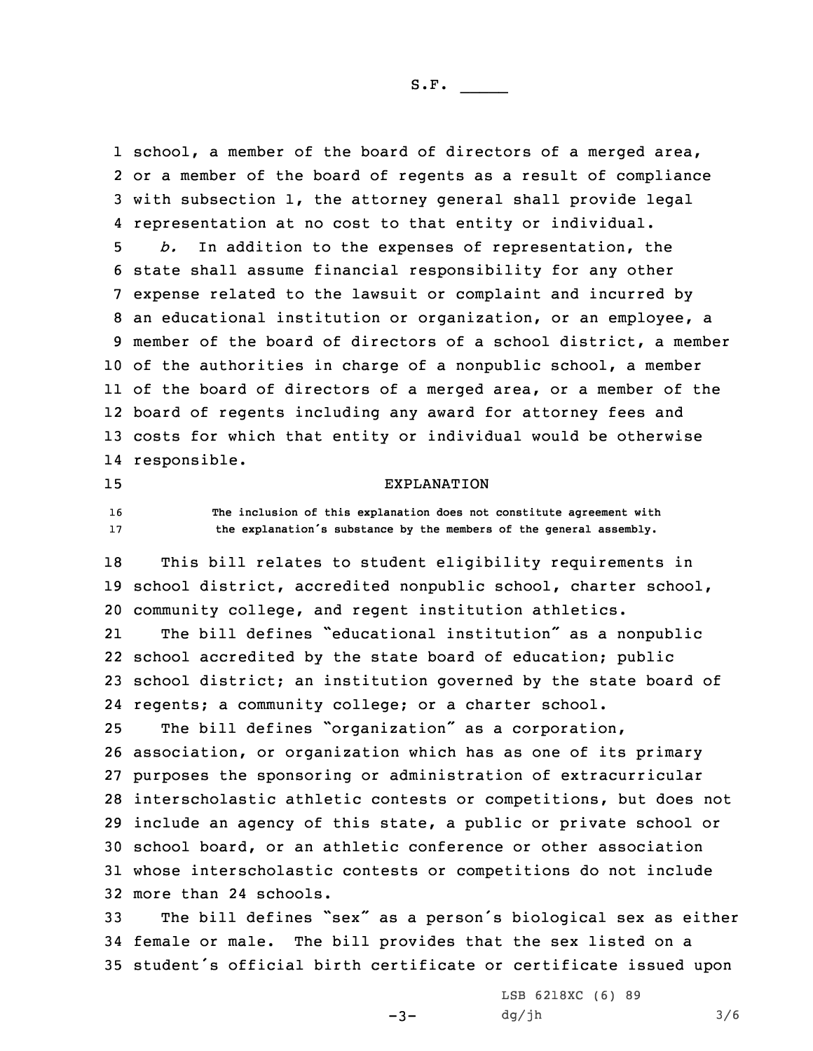school, a member of the board of directors of a merged area, or a member of the board of regents as a result of compliance with subsection 1, the attorney general shall provide legal representation at no cost to that entity or individual.

*b.* In addition to the expenses of representation, the state shall assume financial responsibility for any other expense related to the lawsuit or complaint and incurred by an educational institution or organization, or an employee, a member of the board of directors of a school district, a member of the authorities in charge of a nonpublic school, a member of the board of directors of a merged area, or a member of the board of regents including any award for attorney fees and costs for which that entity or individual would be otherwise responsible.

## EXPLANATION

The inclusion of this explanation does not constitute agreement with the explanation's substance by the members of the general assembly.

This bill relates to student eligibility requirements in school district, accredited nonpublic school, charter school, community college, and regent institution athletics.

The bill defines "educational institution" as a nonpublic school accredited by the state board of education; public school district; an institution governed by the state board of regents; a community college; or a charter school.

The bill defines "organization" as a corporation, association, or organization which has as one of its primary purposes the sponsoring or administration of extracurricular interscholastic athletic contests or competitions, but does not include an agency of this state, a public or private school or school board, or an athletic conference or other association whose interscholastic contests or competitions do not include more than 24 schools.

The bill defines "sex" as a person's biological sex as either female or male. The bill provides that the sex listed on a student's official birth certificate or certificate issued upon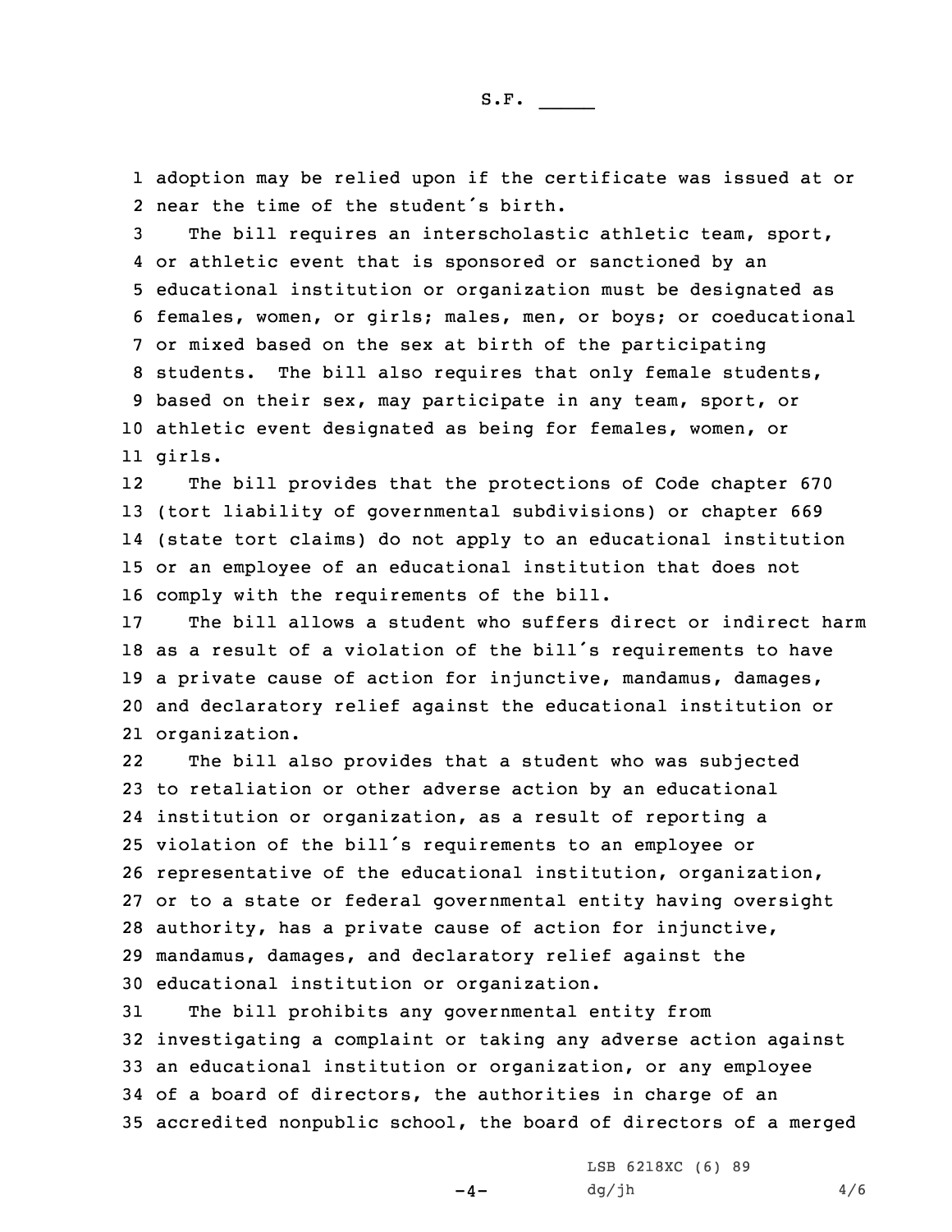adoption may be relied upon if the certificate was issued at or near the time of the student's birth.

The bill requires an interscholastic athletic team, sport, or athletic event that is sponsored or sanctioned by an educational institution or organization must be designated as females, women, or girls; males, men, or boys; or coeducational or mixed based on the sex at birth of the participating students. The bill also requires that only female students, based on their sex, may participate in any team, sport, or athletic event designated as being for females, women, or girls.

The bill provides that the protections of Code chapter 670 (tort liability of governmental subdivisions) or chapter 669 (state tort claims) do not apply to an educational institution or an employee of an educational institution that does not comply with the requirements of the bill.

The bill allows a student who suffers direct or indirect harm as a result of a violation of the bill's requirements to have a private cause of action for injunctive, mandamus, damages, and declaratory relief against the educational institution or organization.

The bill also provides that a student who was subjected to retaliation or other adverse action by an educational institution or organization, as a result of reporting a violation of the bill's requirements to an employee or representative of the educational institution, organization, or to a state or federal governmental entity having oversight authority, has a private cause of action for injunctive, mandamus, damages, and declaratory relief against the educational institution or organization.

The bill prohibits any governmental entity from investigating a complaint or taking any adverse action against an educational institution or organization, or any employee of a board of directors, the authorities in charge of an accredited nonpublic school, the board of directors of a merged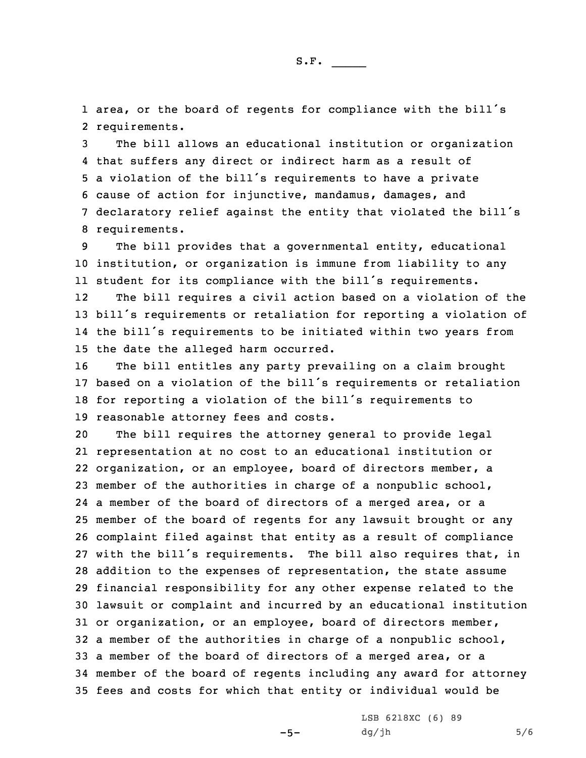area, or the board of regents for compliance with the bill's requirements.

The bill allows an educational institution or organization that suffers any direct or indirect harm as a result of a violation of the bill's requirements to have a private cause of action for injunctive, mandamus, damages, and declaratory relief against the entity that violated the bill's requirements.

The bill provides that a governmental entity, educational institution, or organization is immune from liability to any student for its compliance with the bill's requirements.

The bill requires a civil action based on a violation of the bill's requirements or retaliation for reporting a violation of the bill's requirements to be initiated within two years from the date the alleged harm occurred.

The bill entitles any party prevailing on a claim brought based on a violation of the bill's requirements or retaliation for reporting a violation of the bill's requirements to reasonable attorney fees and costs.

The bill requires the attorney general to provide legal representation at no cost to an educational institution or organization, or an employee, board of directors member, a member of the authorities in charge of a nonpublic school, a member of the board of directors of a merged area, or a member of the board of regents for any lawsuit brought or any complaint filed against that entity as a result of compliance with the bill's requirements. The bill also requires that, in addition to the expenses of representation, the state assume financial responsibility for any other expense related to the lawsuit or complaint and incurred by an educational institution or organization, or an employee, board of directors member, a member of the authorities in charge of a nonpublic school, a member of the board of directors of a merged area, or a member of the board of regents including any award for attorney fees and costs for which that entity or individual would be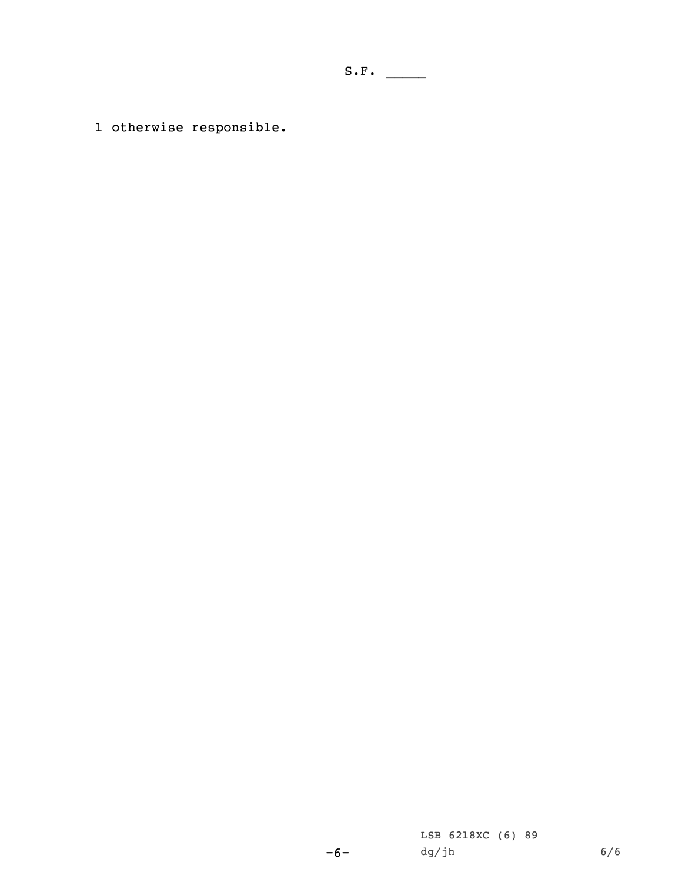1 otherwise responsible.